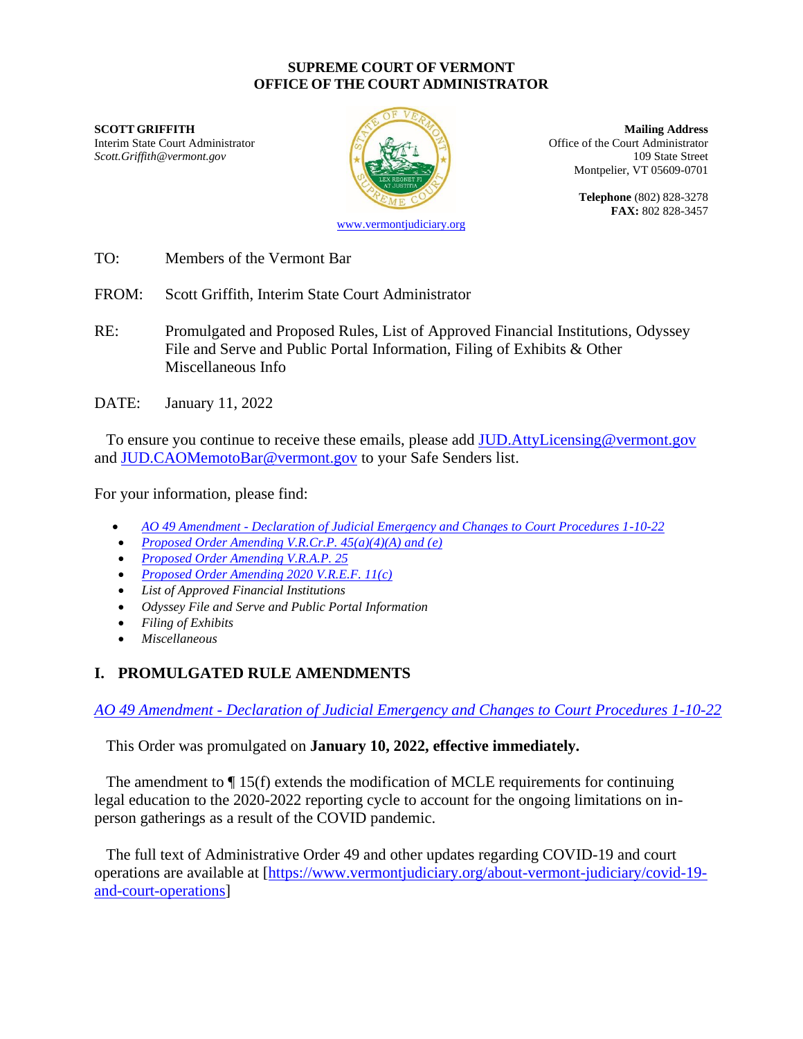**SUPREME COURT OF VERMONT**
**OFFICE OF THE COURT ADMINISTRATOR**

**SCOTT GRIFFITH**
Interim State Court Administrator
*Scott.Griffith@vermont.gov*

**Mailing Address**
Office of the Court Administrator
109 State Street
Montpelier, VT 05609-0701

**Telephone** (802) 828-3278
**FAX:** 802 828-3457

www.vermontjudiciary.org

TO: Members of the Vermont Bar

FROM: Scott Griffith, Interim State Court Administrator

RE: Promulgated and Proposed Rules, List of Approved Financial Institutions, Odyssey File and Serve and Public Portal Information, Filing of Exhibits & Other Miscellaneous Info

DATE: January 11, 2022

To ensure you continue to receive these emails, please add JUD.AttyLicensing@vermont.gov and JUD.CAOMemotoBar@vermont.gov to your Safe Senders list.

For your information, please find:

- *AO 49 Amendment - Declaration of Judicial Emergency and Changes to Court Procedures 1-10-22*
- *Proposed Order Amending V.R.Cr.P. 45(a)(4)(A) and (e)*
- *Proposed Order Amending V.R.A.P. 25*
- *Proposed Order Amending 2020 V.R.E.F. 11(c)*
- *List of Approved Financial Institutions*
- *Odyssey File and Serve and Public Portal Information*
- *Filing of Exhibits*
- *Miscellaneous*

## I. PROMULGATED RULE AMENDMENTS

*AO 49 Amendment - Declaration of Judicial Emergency and Changes to Court Procedures 1-10-22*

This Order was promulgated on **January 10, 2022, effective immediately.**

The amendment to ¶ 15(f) extends the modification of MCLE requirements for continuing legal education to the 2020-2022 reporting cycle to account for the ongoing limitations on in-person gatherings as a result of the COVID pandemic.

The full text of Administrative Order 49 and other updates regarding COVID-19 and court operations are available at [https://www.vermontjudiciary.org/about-vermont-judiciary/covid-19-and-court-operations]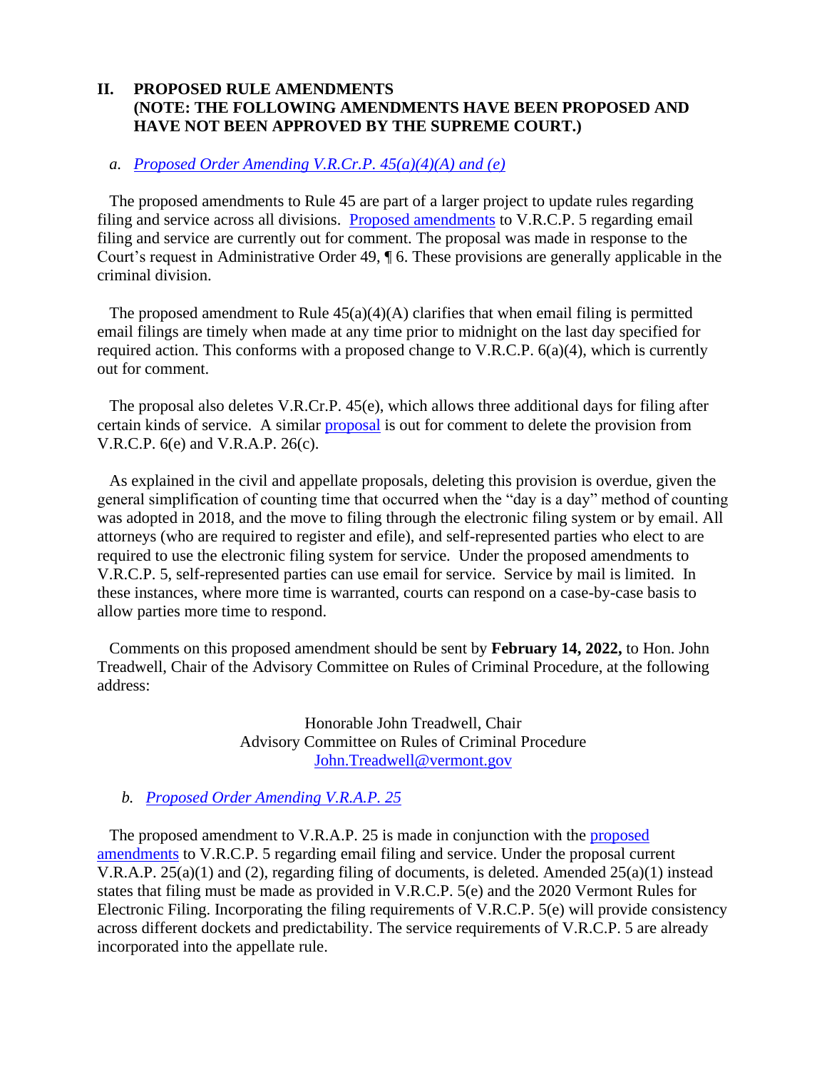## II. PROPOSED RULE AMENDMENTS (NOTE: THE FOLLOWING AMENDMENTS HAVE BEEN PROPOSED AND HAVE NOT BEEN APPROVED BY THE SUPREME COURT.)

### a. *Proposed Order Amending V.R.Cr.P. 45(a)(4)(A) and (e)*

The proposed amendments to Rule 45 are part of a larger project to update rules regarding filing and service across all divisions. Proposed amendments to V.R.C.P. 5 regarding email filing and service are currently out for comment. The proposal was made in response to the Court's request in Administrative Order 49, ¶ 6. These provisions are generally applicable in the criminal division.

The proposed amendment to Rule 45(a)(4)(A) clarifies that when email filing is permitted email filings are timely when made at any time prior to midnight on the last day specified for required action. This conforms with a proposed change to V.R.C.P. 6(a)(4), which is currently out for comment.

The proposal also deletes V.R.Cr.P. 45(e), which allows three additional days for filing after certain kinds of service. A similar proposal is out for comment to delete the provision from V.R.C.P. 6(e) and V.R.A.P. 26(c).

As explained in the civil and appellate proposals, deleting this provision is overdue, given the general simplification of counting time that occurred when the "day is a day" method of counting was adopted in 2018, and the move to filing through the electronic filing system or by email. All attorneys (who are required to register and efile), and self-represented parties who elect to are required to use the electronic filing system for service. Under the proposed amendments to V.R.C.P. 5, self-represented parties can use email for service. Service by mail is limited. In these instances, where more time is warranted, courts can respond on a case-by-case basis to allow parties more time to respond.

Comments on this proposed amendment should be sent by **February 14, 2022,** to Hon. John Treadwell, Chair of the Advisory Committee on Rules of Criminal Procedure, at the following address:

Honorable John Treadwell, Chair
Advisory Committee on Rules of Criminal Procedure
John.Treadwell@vermont.gov

### b. *Proposed Order Amending V.R.A.P. 25*

The proposed amendment to V.R.A.P. 25 is made in conjunction with the proposed amendments to V.R.C.P. 5 regarding email filing and service. Under the proposal current V.R.A.P. 25(a)(1) and (2), regarding filing of documents, is deleted. Amended 25(a)(1) instead states that filing must be made as provided in V.R.C.P. 5(e) and the 2020 Vermont Rules for Electronic Filing. Incorporating the filing requirements of V.R.C.P. 5(e) will provide consistency across different dockets and predictability. The service requirements of V.R.C.P. 5 are already incorporated into the appellate rule.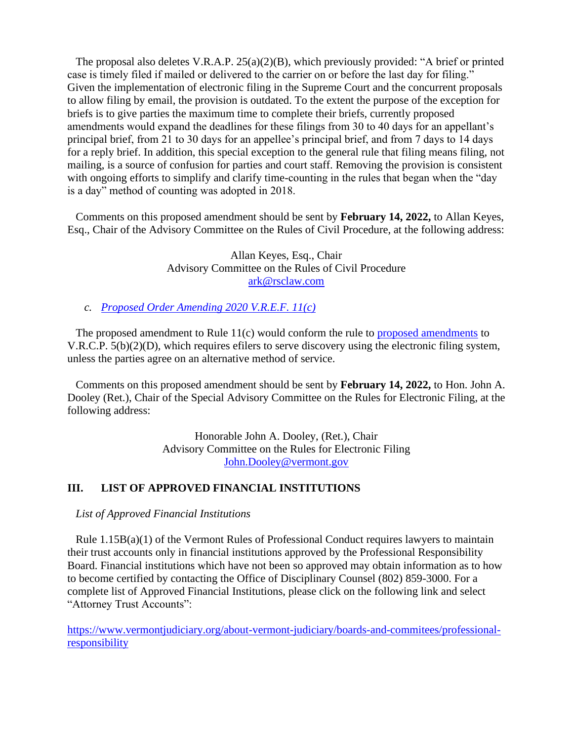The proposal also deletes V.R.A.P. 25(a)(2)(B), which previously provided: "A brief or printed case is timely filed if mailed or delivered to the carrier on or before the last day for filing." Given the implementation of electronic filing in the Supreme Court and the concurrent proposals to allow filing by email, the provision is outdated. To the extent the purpose of the exception for briefs is to give parties the maximum time to complete their briefs, currently proposed amendments would expand the deadlines for these filings from 30 to 40 days for an appellant's principal brief, from 21 to 30 days for an appellee's principal brief, and from 7 days to 14 days for a reply brief. In addition, this special exception to the general rule that filing means filing, not mailing, is a source of confusion for parties and court staff. Removing the provision is consistent with ongoing efforts to simplify and clarify time-counting in the rules that began when the "day is a day" method of counting was adopted in 2018.

Comments on this proposed amendment should be sent by **February 14, 2022,** to Allan Keyes, Esq., Chair of the Advisory Committee on the Rules of Civil Procedure, at the following address:

Allan Keyes, Esq., Chair
Advisory Committee on the Rules of Civil Procedure
ark@rsclaw.com

*c. Proposed Order Amending 2020 V.R.E.F. 11(c)*

The proposed amendment to Rule 11(c) would conform the rule to proposed amendments to V.R.C.P. 5(b)(2)(D), which requires efilers to serve discovery using the electronic filing system, unless the parties agree on an alternative method of service.

Comments on this proposed amendment should be sent by **February 14, 2022,** to Hon. John A. Dooley (Ret.), Chair of the Special Advisory Committee on the Rules for Electronic Filing, at the following address:

Honorable John A. Dooley, (Ret.), Chair
Advisory Committee on the Rules for Electronic Filing
John.Dooley@vermont.gov

## III. LIST OF APPROVED FINANCIAL INSTITUTIONS

*List of Approved Financial Institutions*

Rule 1.15B(a)(1) of the Vermont Rules of Professional Conduct requires lawyers to maintain their trust accounts only in financial institutions approved by the Professional Responsibility Board. Financial institutions which have not been so approved may obtain information as to how to become certified by contacting the Office of Disciplinary Counsel (802) 859-3000. For a complete list of Approved Financial Institutions, please click on the following link and select "Attorney Trust Accounts":

https://www.vermontjudiciary.org/about-vermont-judiciary/boards-and-commitees/professional-responsibility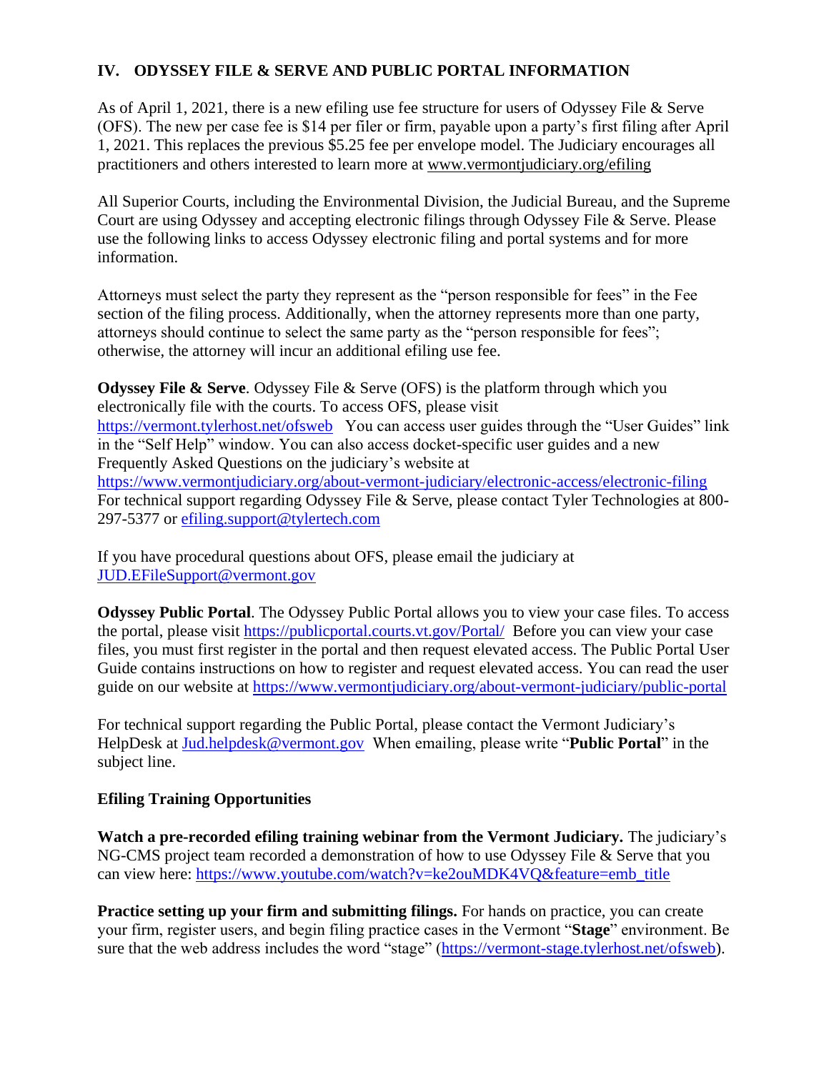## IV. ODYSSEY FILE & SERVE AND PUBLIC PORTAL INFORMATION

As of April 1, 2021, there is a new efiling use fee structure for users of Odyssey File & Serve (OFS). The new per case fee is $14 per filer or firm, payable upon a party's first filing after April 1, 2021. This replaces the previous $5.25 fee per envelope model. The Judiciary encourages all practitioners and others interested to learn more at www.vermontjudiciary.org/efiling

All Superior Courts, including the Environmental Division, the Judicial Bureau, and the Supreme Court are using Odyssey and accepting electronic filings through Odyssey File & Serve. Please use the following links to access Odyssey electronic filing and portal systems and for more information.

Attorneys must select the party they represent as the "person responsible for fees" in the Fee section of the filing process. Additionally, when the attorney represents more than one party, attorneys should continue to select the same party as the "person responsible for fees"; otherwise, the attorney will incur an additional efiling use fee.

**Odyssey File & Serve**. Odyssey File & Serve (OFS) is the platform through which you electronically file with the courts. To access OFS, please visit https://vermont.tylerhost.net/ofsweb You can access user guides through the "User Guides" link in the "Self Help" window. You can also access docket-specific user guides and a new Frequently Asked Questions on the judiciary's website at https://www.vermontjudiciary.org/about-vermont-judiciary/electronic-access/electronic-filing For technical support regarding Odyssey File & Serve, please contact Tyler Technologies at 800-297-5377 or efiling.support@tylertech.com

If you have procedural questions about OFS, please email the judiciary at JUD.EFileSupport@vermont.gov

**Odyssey Public Portal**. The Odyssey Public Portal allows you to view your case files. To access the portal, please visit https://publicportal.courts.vt.gov/Portal/ Before you can view your case files, you must first register in the portal and then request elevated access. The Public Portal User Guide contains instructions on how to register and request elevated access. You can read the user guide on our website at https://www.vermontjudiciary.org/about-vermont-judiciary/public-portal

For technical support regarding the Public Portal, please contact the Vermont Judiciary's HelpDesk at Jud.helpdesk@vermont.gov When emailing, please write "**Public Portal**" in the subject line.

### Efiling Training Opportunities

**Watch a pre-recorded efiling training webinar from the Vermont Judiciary.** The judiciary's NG-CMS project team recorded a demonstration of how to use Odyssey File & Serve that you can view here: https://www.youtube.com/watch?v=ke2ouMDK4VQ&feature=emb_title

**Practice setting up your firm and submitting filings.** For hands on practice, you can create your firm, register users, and begin filing practice cases in the Vermont "**Stage**" environment. Be sure that the web address includes the word "stage" (https://vermont-stage.tylerhost.net/ofsweb).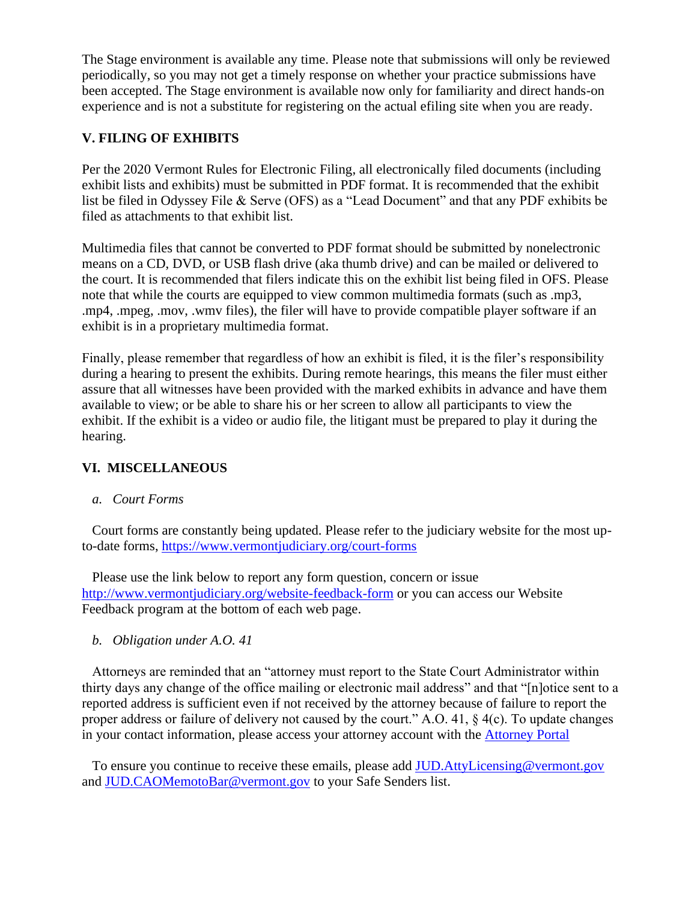The Stage environment is available any time. Please note that submissions will only be reviewed periodically, so you may not get a timely response on whether your practice submissions have been accepted. The Stage environment is available now only for familiarity and direct hands-on experience and is not a substitute for registering on the actual efiling site when you are ready.

## V. FILING OF EXHIBITS

Per the 2020 Vermont Rules for Electronic Filing, all electronically filed documents (including exhibit lists and exhibits) must be submitted in PDF format. It is recommended that the exhibit list be filed in Odyssey File & Serve (OFS) as a "Lead Document" and that any PDF exhibits be filed as attachments to that exhibit list.

Multimedia files that cannot be converted to PDF format should be submitted by nonelectronic means on a CD, DVD, or USB flash drive (aka thumb drive) and can be mailed or delivered to the court. It is recommended that filers indicate this on the exhibit list being filed in OFS. Please note that while the courts are equipped to view common multimedia formats (such as .mp3, .mp4, .mpeg, .mov, .wmv files), the filer will have to provide compatible player software if an exhibit is in a proprietary multimedia format.

Finally, please remember that regardless of how an exhibit is filed, it is the filer's responsibility during a hearing to present the exhibits. During remote hearings, this means the filer must either assure that all witnesses have been provided with the marked exhibits in advance and have them available to view; or be able to share his or her screen to allow all participants to view the exhibit. If the exhibit is a video or audio file, the litigant must be prepared to play it during the hearing.

## VI. MISCELLANEOUS

### *a. Court Forms*

Court forms are constantly being updated. Please refer to the judiciary website for the most up-to-date forms, https://www.vermontjudiciary.org/court-forms

Please use the link below to report any form question, concern or issue http://www.vermontjudiciary.org/website-feedback-form or you can access our Website Feedback program at the bottom of each web page.

### *b. Obligation under A.O. 41*

Attorneys are reminded that an "attorney must report to the State Court Administrator within thirty days any change of the office mailing or electronic mail address" and that "[n]otice sent to a reported address is sufficient even if not received by the attorney because of failure to report the proper address or failure of delivery not caused by the court." A.O. 41, § 4(c). To update changes in your contact information, please access your attorney account with the Attorney Portal

To ensure you continue to receive these emails, please add JUD.AttyLicensing@vermont.gov and JUD.CAOMemotoBar@vermont.gov to your Safe Senders list.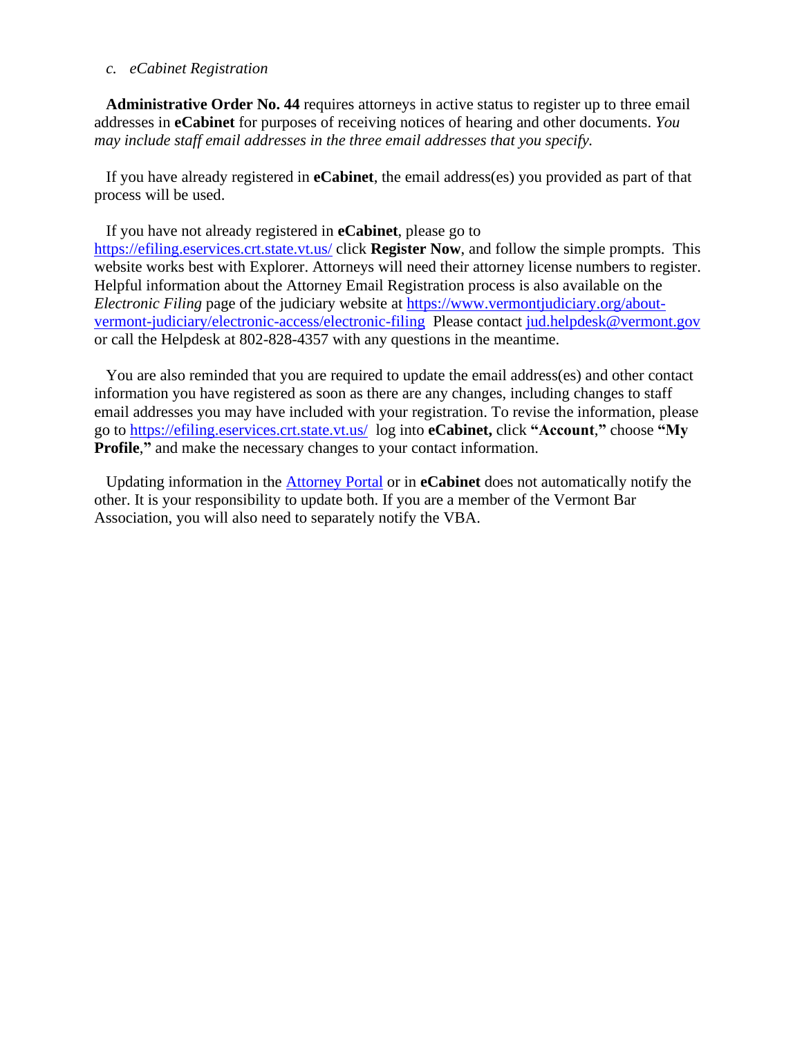*c. eCabinet Registration*

**Administrative Order No. 44** requires attorneys in active status to register up to three email addresses in **eCabinet** for purposes of receiving notices of hearing and other documents. *You may include staff email addresses in the three email addresses that you specify.*

If you have already registered in **eCabinet**, the email address(es) you provided as part of that process will be used.

If you have not already registered in **eCabinet**, please go to https://efiling.eservices.crt.state.vt.us/ click **Register Now**, and follow the simple prompts. This website works best with Explorer. Attorneys will need their attorney license numbers to register. Helpful information about the Attorney Email Registration process is also available on the *Electronic Filing* page of the judiciary website at https://www.vermontjudiciary.org/about-vermont-judiciary/electronic-access/electronic-filing Please contact jud.helpdesk@vermont.gov or call the Helpdesk at 802-828-4357 with any questions in the meantime.

You are also reminded that you are required to update the email address(es) and other contact information you have registered as soon as there are any changes, including changes to staff email addresses you may have included with your registration. To revise the information, please go to https://efiling.eservices.crt.state.vt.us/ log into **eCabinet,** click **"Account,"** choose **"My Profile,"** and make the necessary changes to your contact information.

Updating information in the Attorney Portal or in **eCabinet** does not automatically notify the other. It is your responsibility to update both. If you are a member of the Vermont Bar Association, you will also need to separately notify the VBA.